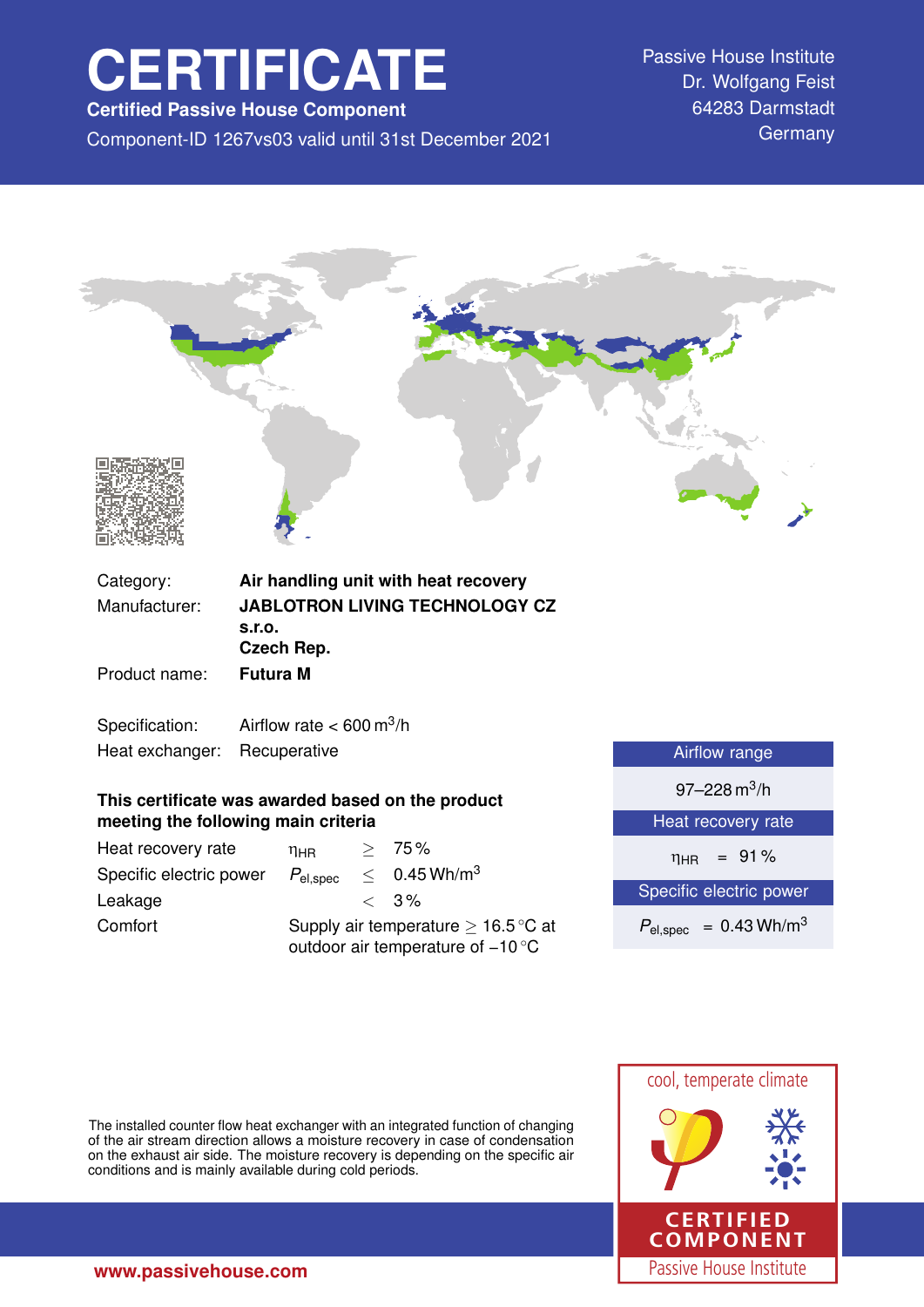# CERTIFICATE

**Certified Passive House Component**

Component-ID 1267vs03 valid until 31st December 2021

Passive House Institute
Dr. Wolfgang Feist
64283 Darmstadt
Germany

| | |
|---|---|
| Category: | **Air handling unit with heat recovery** |
| Manufacturer: | **JABLOTRON LIVING TECHNOLOGY CZ s.r.o.** **Czech Rep.** |
| Product name: | **Futura M** |
| Specification: | Airflow rate < 600 $m^3/h$ |
| Heat exchanger: | Recuperative |

**This certificate was awarded based on the product meeting the following main criteria**

| | | | |
|---|---|---|---|
| Heat recovery rate | $\eta_{HR}$ | $\geq$ | 75 % |
| Specific electric power | $P_{el,spec}$ | $\leq$ | 0.45 $Wh/m^3$ |
| Leakage | | $<$ | 3 % |
| Comfort | Supply air temperature $\geq$ 16.5 °C at outdoor air temperature of −10 °C | | |

| Airflow range |
|---|
| 97–228 $m^3/h$ |
| **Heat recovery rate** |
| $\eta_{HR}$ = 91 % |
| **Specific electric power** |
| $P_{el,spec}$ = 0.43 $Wh/m^3$ |

The installed counter flow heat exchanger with an integrated function of changing of the air stream direction allows a moisture recovery in case of condensation on the exhaust air side. The moisture recovery is depending on the specific air conditions and is mainly available during cold periods.

cool, temperate climate

CERTIFIED COMPONENT
Passive House Institute

www.passivehouse.com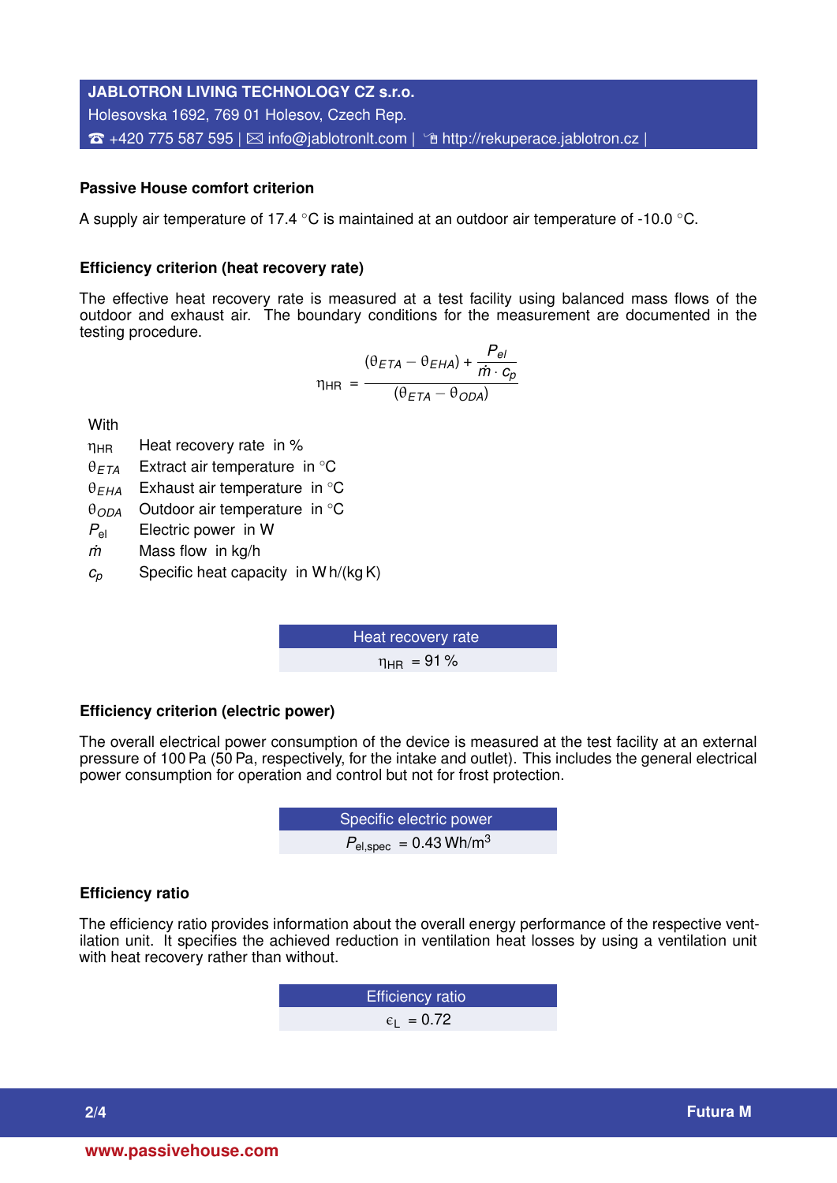**JABLOTRON LIVING TECHNOLOGY CZ s.r.o.**
Holesovska 1692, 769 01 Holesov, Czech Rep.
☎ +420 775 587 595 | ✉ info@jablotronlt.com | http://rekuperace.jablotron.cz |

### Passive House comfort criterion

A supply air temperature of 17.4 °C is maintained at an outdoor air temperature of -10.0 °C.

### Efficiency criterion (heat recovery rate)

The effective heat recovery rate is measured at a test facility using balanced mass flows of the outdoor and exhaust air. The boundary conditions for the measurement are documented in the testing procedure.

$$\eta_{HR} = \frac{(\theta_{ETA} - \theta_{EHA}) + \frac{P_{el}}{\dot{m} \cdot c_p}}{(\theta_{ETA} - \theta_{ODA})}$$

With

- $\eta_{HR}$ Heat recovery rate in %
- $\theta_{ETA}$ Extract air temperature in °C
- $\theta_{EHA}$ Exhaust air temperature in °C
- $\theta_{ODA}$ Outdoor air temperature in °C
- $P_{el}$ Electric power in W
- $\dot{m}$ Mass flow in kg/h
- $c_p$ Specific heat capacity in W h/(kg K)

| Heat recovery rate |
| --- |
| $\eta_{HR}$ = 91 % |

### Efficiency criterion (electric power)

The overall electrical power consumption of the device is measured at the test facility at an external pressure of 100 Pa (50 Pa, respectively, for the intake and outlet). This includes the general electrical power consumption for operation and control but not for frost protection.

| Specific electric power |
| --- |
| $P_{el,spec}$ = 0.43 Wh/m$^3$ |

### Efficiency ratio

The efficiency ratio provides information about the overall energy performance of the respective ventilation unit. It specifies the achieved reduction in ventilation heat losses by using a ventilation unit with heat recovery rather than without.

| Efficiency ratio |
| --- |
| $\epsilon_L$ = 0.72 |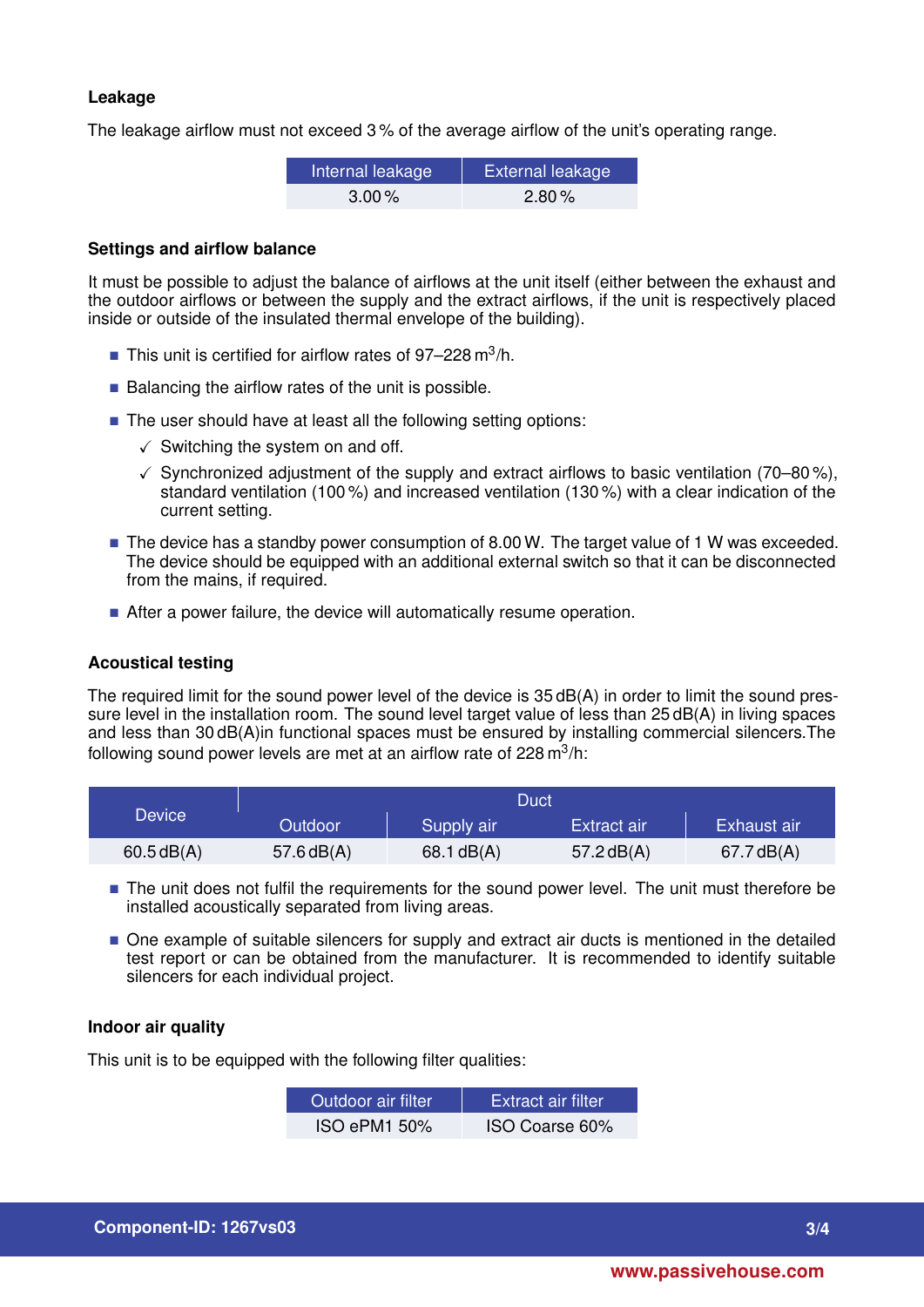## Leakage

The leakage airflow must not exceed 3 % of the average airflow of the unit's operating range.

| Internal leakage | External leakage |
|---|---|
| 3.00 % | 2.80 % |

## Settings and airflow balance

It must be possible to adjust the balance of airflows at the unit itself (either between the exhaust and the outdoor airflows or between the supply and the extract airflows, if the unit is respectively placed inside or outside of the insulated thermal envelope of the building).

- This unit is certified for airflow rates of 97–228 $m^3$/h.
- Balancing the airflow rates of the unit is possible.
- The user should have at least all the following setting options:
  - ✓ Switching the system on and off.
  - ✓ Synchronized adjustment of the supply and extract airflows to basic ventilation (70–80 %), standard ventilation (100 %) and increased ventilation (130 %) with a clear indication of the current setting.
- The device has a standby power consumption of 8.00 W. The target value of 1 W was exceeded. The device should be equipped with an additional external switch so that it can be disconnected from the mains, if required.
- After a power failure, the device will automatically resume operation.

## Acoustical testing

The required limit for the sound power level of the device is 35 dB(A) in order to limit the sound pressure level in the installation room. The sound level target value of less than 25 dB(A) in living spaces and less than 30 dB(A)in functional spaces must be ensured by installing commercial silencers.The following sound power levels are met at an airflow rate of 228 $m^3$/h:

| Device | Duct | | | |
|---|---|---|---|---|
| | Outdoor | Supply air | Extract air | Exhaust air |
| 60.5 dB(A) | 57.6 dB(A) | 68.1 dB(A) | 57.2 dB(A) | 67.7 dB(A) |

- The unit does not fulfil the requirements for the sound power level. The unit must therefore be installed acoustically separated from living areas.
- One example of suitable silencers for supply and extract air ducts is mentioned in the detailed test report or can be obtained from the manufacturer. It is recommended to identify suitable silencers for each individual project.

## Indoor air quality

This unit is to be equipped with the following filter qualities:

| Outdoor air filter | Extract air filter |
|---|---|
| ISO ePM1 50% | ISO Coarse 60% |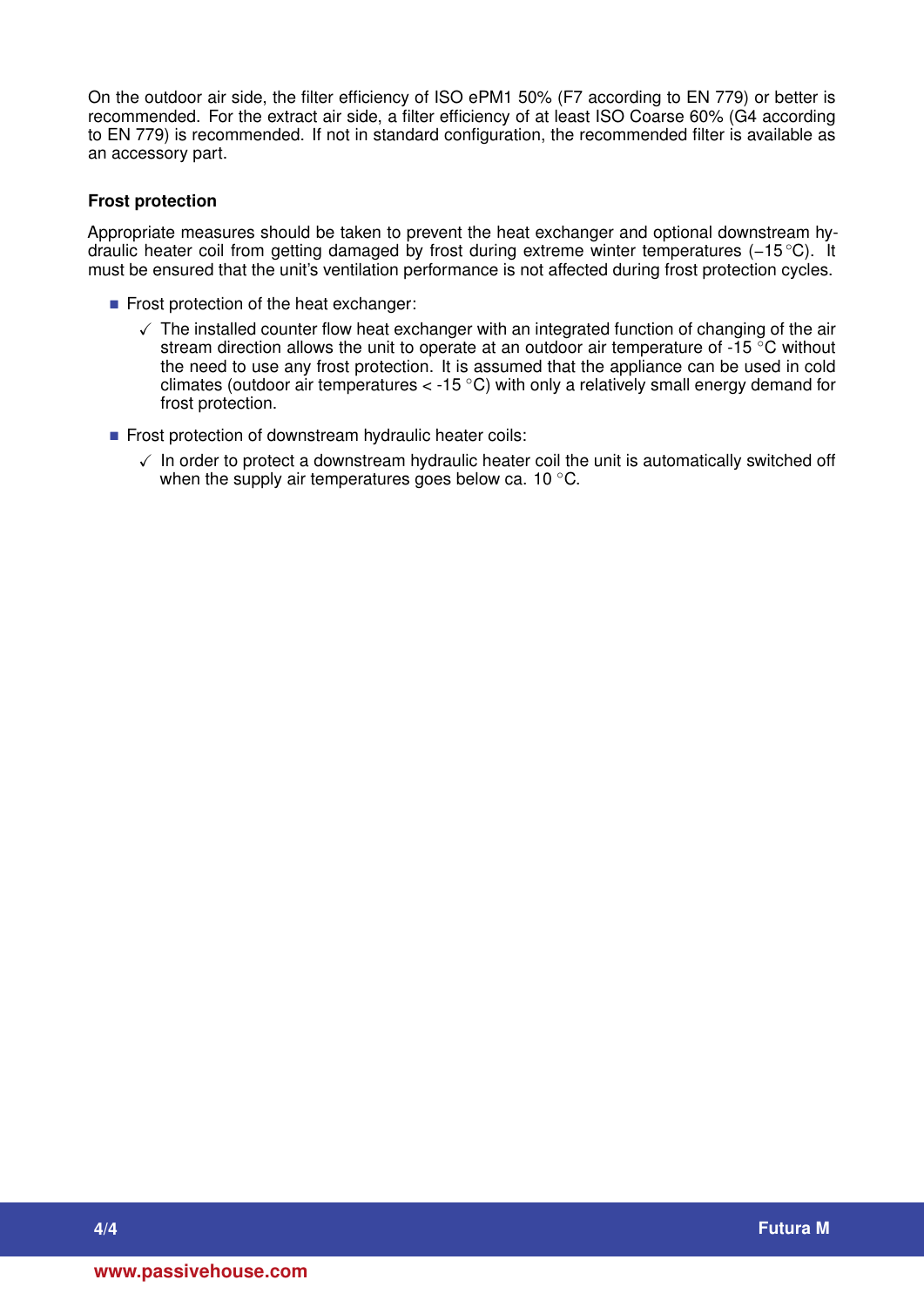On the outdoor air side, the filter efficiency of ISO ePM1 50% (F7 according to EN 779) or better is recommended. For the extract air side, a filter efficiency of at least ISO Coarse 60% (G4 according to EN 779) is recommended. If not in standard configuration, the recommended filter is available as an accessory part.

**Frost protection**

Appropriate measures should be taken to prevent the heat exchanger and optional downstream hydraulic heater coil from getting damaged by frost during extreme winter temperatures (−15 °C). It must be ensured that the unit's ventilation performance is not affected during frost protection cycles.

- Frost protection of the heat exchanger:
  - ✓ The installed counter flow heat exchanger with an integrated function of changing of the air stream direction allows the unit to operate at an outdoor air temperature of -15 °C without the need to use any frost protection. It is assumed that the appliance can be used in cold climates (outdoor air temperatures < -15 °C) with only a relatively small energy demand for frost protection.
- Frost protection of downstream hydraulic heater coils:
  - ✓ In order to protect a downstream hydraulic heater coil the unit is automatically switched off when the supply air temperatures goes below ca. 10 °C.